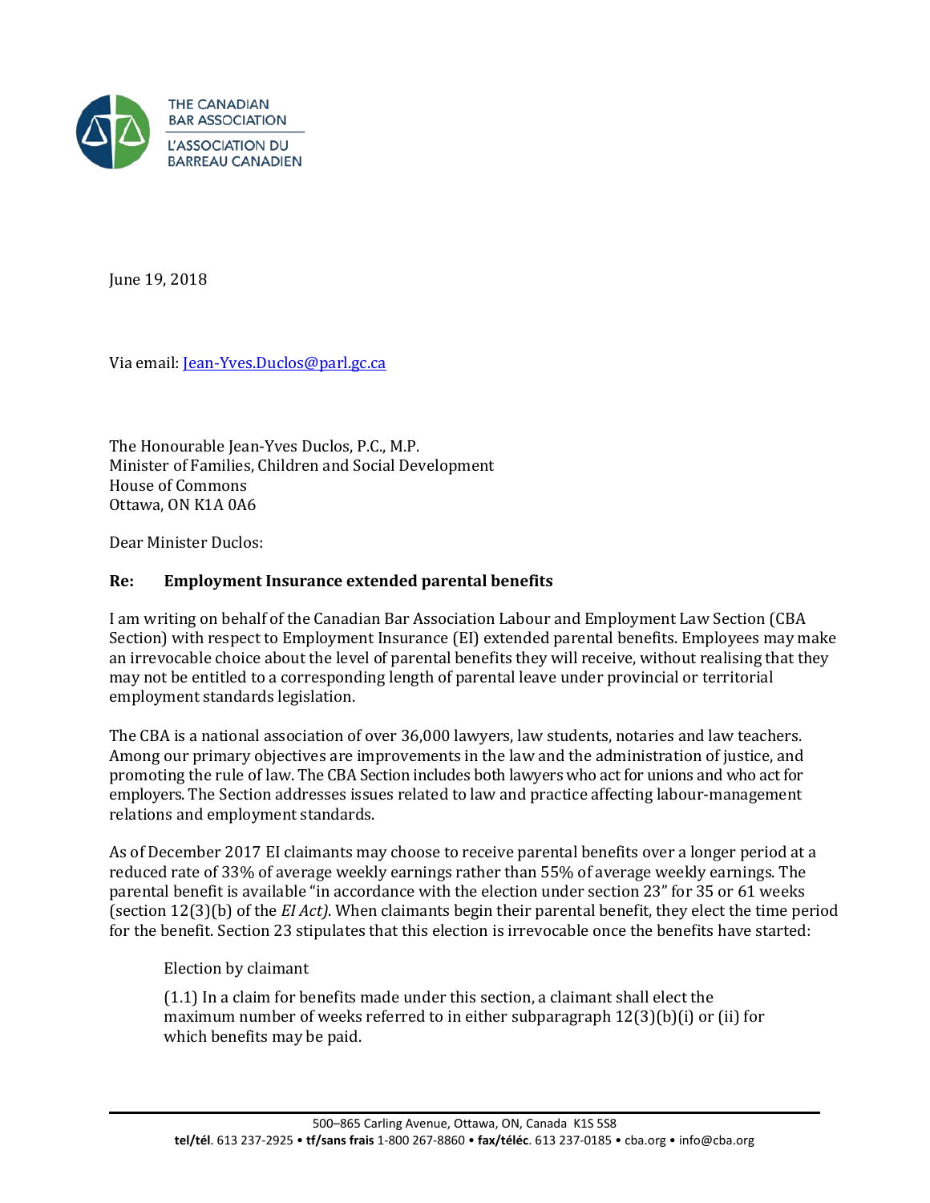THE CANADIAN BAR ASSOCIATION
L'ASSOCIATION DU BARREAU CANADIEN

June 19, 2018

Via email: Jean-Yves.Duclos@parl.gc.ca

The Honourable Jean-Yves Duclos, P.C., M.P.
Minister of Families, Children and Social Development
House of Commons
Ottawa, ON K1A 0A6

Dear Minister Duclos:

**Re: Employment Insurance extended parental benefits**

I am writing on behalf of the Canadian Bar Association Labour and Employment Law Section (CBA Section) with respect to Employment Insurance (EI) extended parental benefits. Employees may make an irrevocable choice about the level of parental benefits they will receive, without realising that they may not be entitled to a corresponding length of parental leave under provincial or territorial employment standards legislation.

The CBA is a national association of over 36,000 lawyers, law students, notaries and law teachers. Among our primary objectives are improvements in the law and the administration of justice, and promoting the rule of law. The CBA Section includes both lawyers who act for unions and who act for employers. The Section addresses issues related to law and practice affecting labour-management relations and employment standards.

As of December 2017 EI claimants may choose to receive parental benefits over a longer period at a reduced rate of 33% of average weekly earnings rather than 55% of average weekly earnings. The parental benefit is available "in accordance with the election under section 23" for 35 or 61 weeks (section 12(3)(b) of the *EI Act)*. When claimants begin their parental benefit, they elect the time period for the benefit. Section 23 stipulates that this election is irrevocable once the benefits have started:

> Election by claimant
>
> (1.1) In a claim for benefits made under this section, a claimant shall elect the maximum number of weeks referred to in either subparagraph 12(3)(b)(i) or (ii) for which benefits may be paid.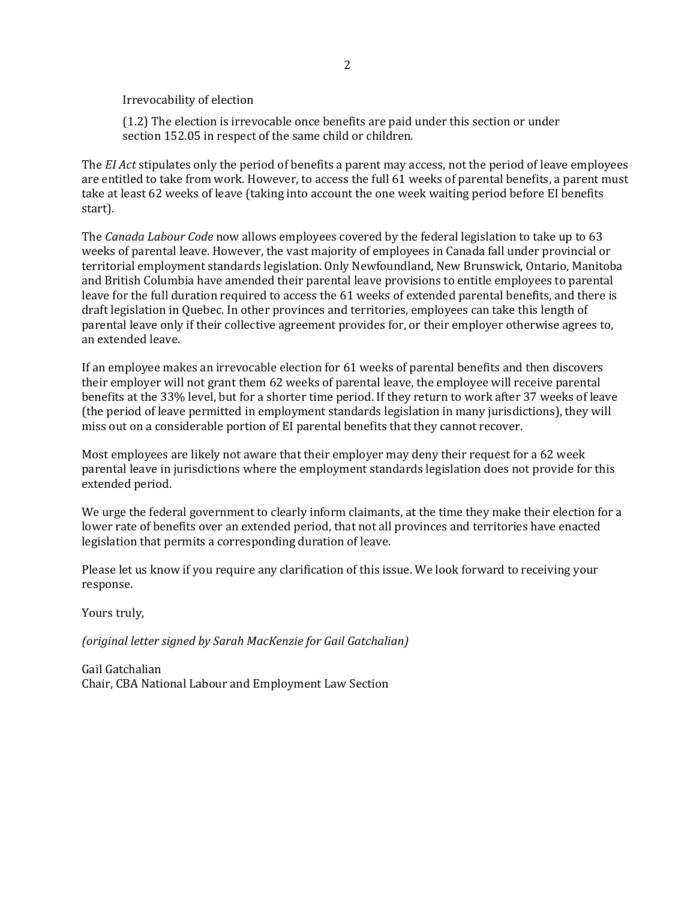Irrevocability of election

(1.2) The election is irrevocable once benefits are paid under this section or under section 152.05 in respect of the same child or children.

The *EI Act* stipulates only the period of benefits a parent may access, not the period of leave employees are entitled to take from work. However, to access the full 61 weeks of parental benefits, a parent must take at least 62 weeks of leave (taking into account the one week waiting period before EI benefits start).

The *Canada Labour Code* now allows employees covered by the federal legislation to take up to 63 weeks of parental leave. However, the vast majority of employees in Canada fall under provincial or territorial employment standards legislation. Only Newfoundland, New Brunswick, Ontario, Manitoba and British Columbia have amended their parental leave provisions to entitle employees to parental leave for the full duration required to access the 61 weeks of extended parental benefits, and there is draft legislation in Quebec. In other provinces and territories, employees can take this length of parental leave only if their collective agreement provides for, or their employer otherwise agrees to, an extended leave.

If an employee makes an irrevocable election for 61 weeks of parental benefits and then discovers their employer will not grant them 62 weeks of parental leave, the employee will receive parental benefits at the 33% level, but for a shorter time period. If they return to work after 37 weeks of leave (the period of leave permitted in employment standards legislation in many jurisdictions), they will miss out on a considerable portion of EI parental benefits that they cannot recover.

Most employees are likely not aware that their employer may deny their request for a 62 week parental leave in jurisdictions where the employment standards legislation does not provide for this extended period.

We urge the federal government to clearly inform claimants, at the time they make their election for a lower rate of benefits over an extended period, that not all provinces and territories have enacted legislation that permits a corresponding duration of leave.

Please let us know if you require any clarification of this issue. We look forward to receiving your response.

Yours truly,

*(original letter signed by Sarah MacKenzie for Gail Gatchalian)*

Gail Gatchalian
Chair, CBA National Labour and Employment Law Section